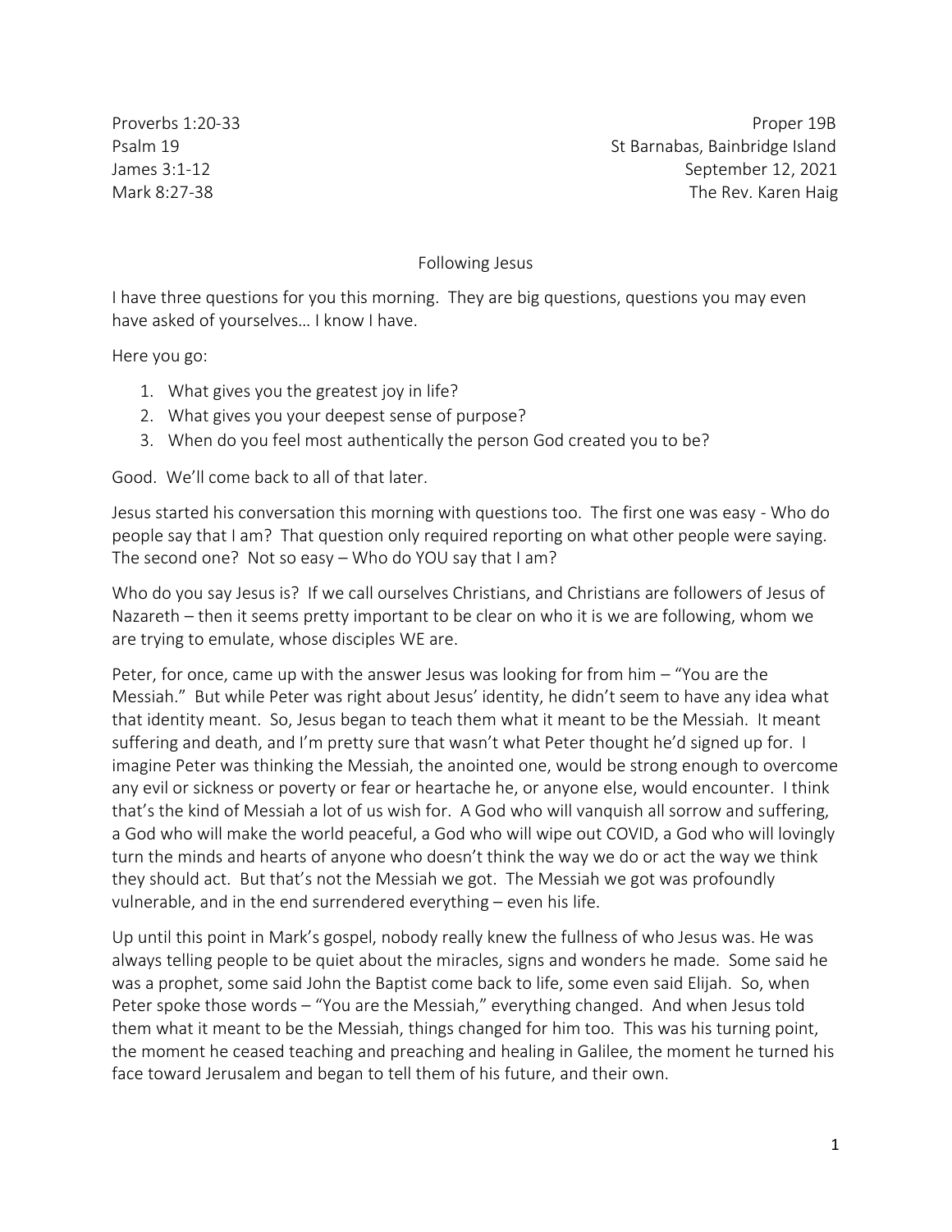Proverbs 1:20-33
Psalm 19
James 3:1-12
Mark 8:27-38

Proper 19B
St Barnabas, Bainbridge Island
September 12, 2021
The Rev. Karen Haig

# Following Jesus

I have three questions for you this morning. They are big questions, questions you may even have asked of yourselves… I know I have.

Here you go:

1. What gives you the greatest joy in life?
2. What gives you your deepest sense of purpose?
3. When do you feel most authentically the person God created you to be?

Good. We'll come back to all of that later.

Jesus started his conversation this morning with questions too. The first one was easy - Who do people say that I am? That question only required reporting on what other people were saying. The second one? Not so easy – Who do YOU say that I am?

Who do you say Jesus is? If we call ourselves Christians, and Christians are followers of Jesus of Nazareth – then it seems pretty important to be clear on who it is we are following, whom we are trying to emulate, whose disciples WE are.

Peter, for once, came up with the answer Jesus was looking for from him – "You are the Messiah." But while Peter was right about Jesus' identity, he didn't seem to have any idea what that identity meant. So, Jesus began to teach them what it meant to be the Messiah. It meant suffering and death, and I'm pretty sure that wasn't what Peter thought he'd signed up for. I imagine Peter was thinking the Messiah, the anointed one, would be strong enough to overcome any evil or sickness or poverty or fear or heartache he, or anyone else, would encounter. I think that's the kind of Messiah a lot of us wish for. A God who will vanquish all sorrow and suffering, a God who will make the world peaceful, a God who will wipe out COVID, a God who will lovingly turn the minds and hearts of anyone who doesn't think the way we do or act the way we think they should act. But that's not the Messiah we got. The Messiah we got was profoundly vulnerable, and in the end surrendered everything – even his life.

Up until this point in Mark's gospel, nobody really knew the fullness of who Jesus was. He was always telling people to be quiet about the miracles, signs and wonders he made. Some said he was a prophet, some said John the Baptist come back to life, some even said Elijah. So, when Peter spoke those words – "You are the Messiah," everything changed. And when Jesus told them what it meant to be the Messiah, things changed for him too. This was his turning point, the moment he ceased teaching and preaching and healing in Galilee, the moment he turned his face toward Jerusalem and began to tell them of his future, and their own.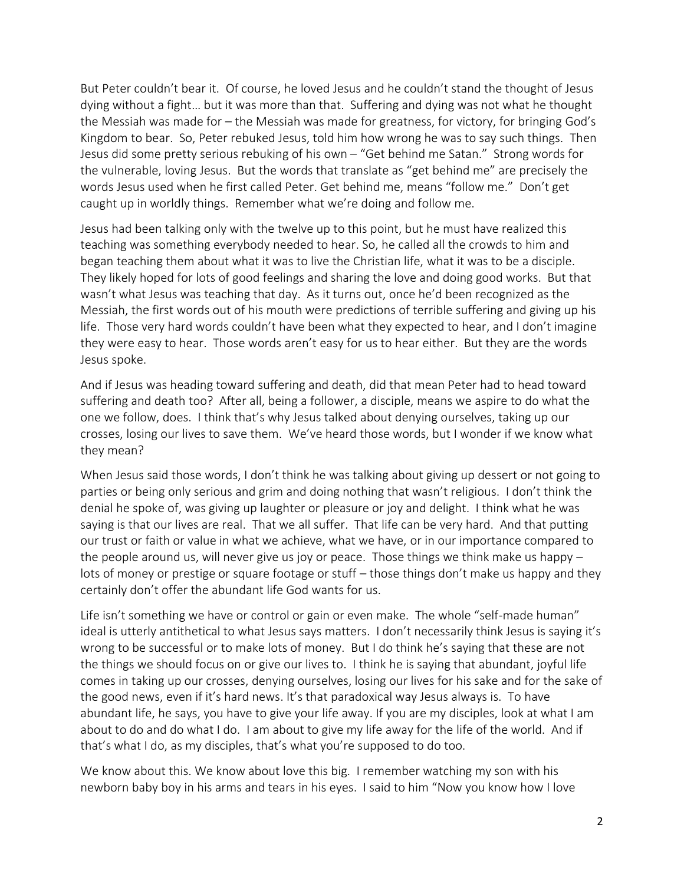But Peter couldn't bear it. Of course, he loved Jesus and he couldn't stand the thought of Jesus dying without a fight… but it was more than that. Suffering and dying was not what he thought the Messiah was made for – the Messiah was made for greatness, for victory, for bringing God's Kingdom to bear. So, Peter rebuked Jesus, told him how wrong he was to say such things. Then Jesus did some pretty serious rebuking of his own – "Get behind me Satan." Strong words for the vulnerable, loving Jesus. But the words that translate as "get behind me" are precisely the words Jesus used when he first called Peter. Get behind me, means "follow me." Don't get caught up in worldly things. Remember what we're doing and follow me.

Jesus had been talking only with the twelve up to this point, but he must have realized this teaching was something everybody needed to hear. So, he called all the crowds to him and began teaching them about what it was to live the Christian life, what it was to be a disciple. They likely hoped for lots of good feelings and sharing the love and doing good works. But that wasn't what Jesus was teaching that day. As it turns out, once he'd been recognized as the Messiah, the first words out of his mouth were predictions of terrible suffering and giving up his life. Those very hard words couldn't have been what they expected to hear, and I don't imagine they were easy to hear. Those words aren't easy for us to hear either. But they are the words Jesus spoke.

And if Jesus was heading toward suffering and death, did that mean Peter had to head toward suffering and death too? After all, being a follower, a disciple, means we aspire to do what the one we follow, does. I think that's why Jesus talked about denying ourselves, taking up our crosses, losing our lives to save them. We've heard those words, but I wonder if we know what they mean?

When Jesus said those words, I don't think he was talking about giving up dessert or not going to parties or being only serious and grim and doing nothing that wasn't religious. I don't think the denial he spoke of, was giving up laughter or pleasure or joy and delight. I think what he was saying is that our lives are real. That we all suffer. That life can be very hard. And that putting our trust or faith or value in what we achieve, what we have, or in our importance compared to the people around us, will never give us joy or peace. Those things we think make us happy – lots of money or prestige or square footage or stuff – those things don't make us happy and they certainly don't offer the abundant life God wants for us.

Life isn't something we have or control or gain or even make. The whole "self-made human" ideal is utterly antithetical to what Jesus says matters. I don't necessarily think Jesus is saying it's wrong to be successful or to make lots of money. But I do think he's saying that these are not the things we should focus on or give our lives to. I think he is saying that abundant, joyful life comes in taking up our crosses, denying ourselves, losing our lives for his sake and for the sake of the good news, even if it's hard news. It's that paradoxical way Jesus always is. To have abundant life, he says, you have to give your life away. If you are my disciples, look at what I am about to do and do what I do. I am about to give my life away for the life of the world. And if that's what I do, as my disciples, that's what you're supposed to do too.

We know about this. We know about love this big. I remember watching my son with his newborn baby boy in his arms and tears in his eyes. I said to him "Now you know how I love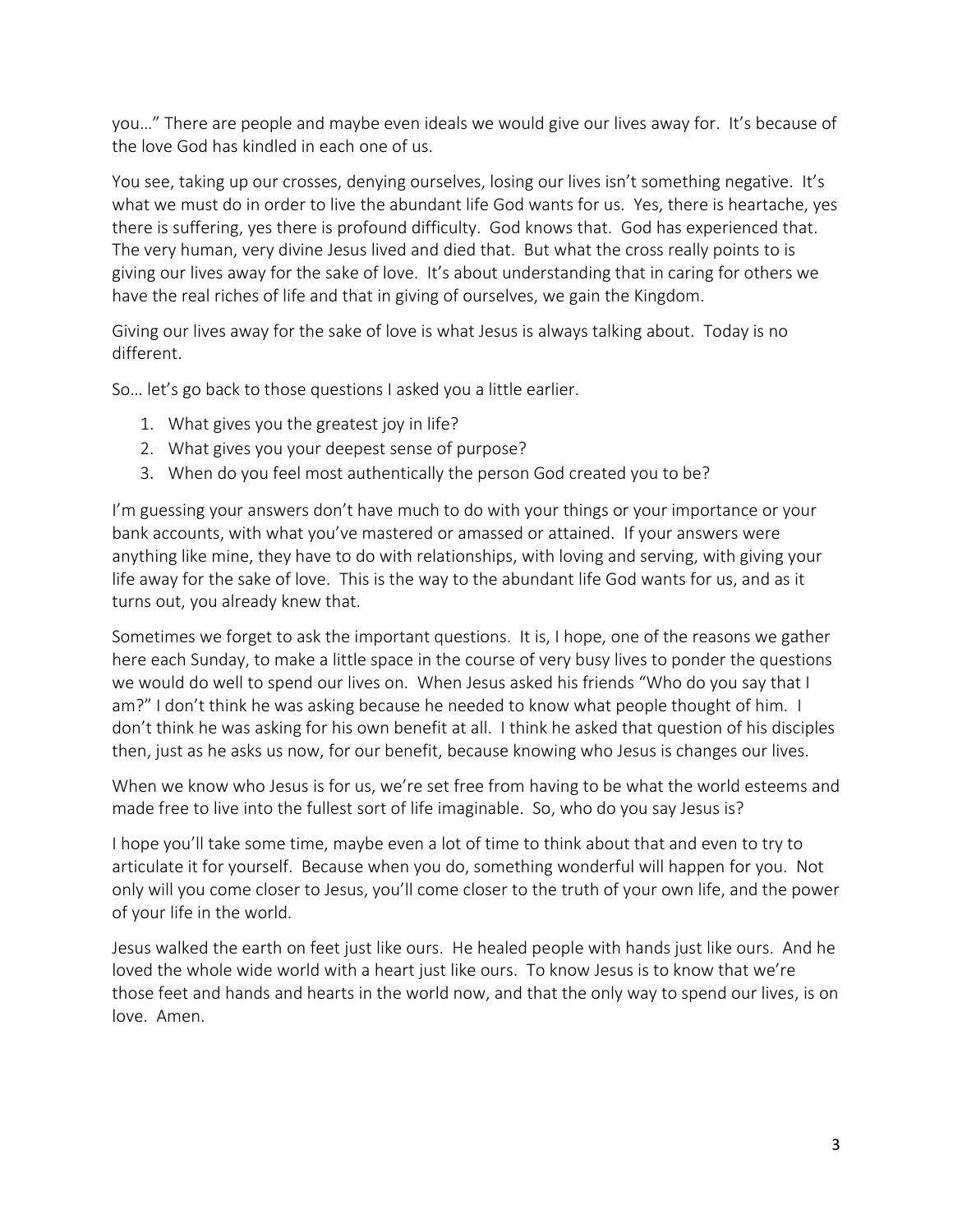you…" There are people and maybe even ideals we would give our lives away for. It's because of the love God has kindled in each one of us.

You see, taking up our crosses, denying ourselves, losing our lives isn't something negative. It's what we must do in order to live the abundant life God wants for us. Yes, there is heartache, yes there is suffering, yes there is profound difficulty. God knows that. God has experienced that. The very human, very divine Jesus lived and died that. But what the cross really points to is giving our lives away for the sake of love. It's about understanding that in caring for others we have the real riches of life and that in giving of ourselves, we gain the Kingdom.

Giving our lives away for the sake of love is what Jesus is always talking about. Today is no different.

So… let's go back to those questions I asked you a little earlier.

1. What gives you the greatest joy in life?
2. What gives you your deepest sense of purpose?
3. When do you feel most authentically the person God created you to be?

I'm guessing your answers don't have much to do with your things or your importance or your bank accounts, with what you've mastered or amassed or attained. If your answers were anything like mine, they have to do with relationships, with loving and serving, with giving your life away for the sake of love. This is the way to the abundant life God wants for us, and as it turns out, you already knew that.

Sometimes we forget to ask the important questions. It is, I hope, one of the reasons we gather here each Sunday, to make a little space in the course of very busy lives to ponder the questions we would do well to spend our lives on. When Jesus asked his friends "Who do you say that I am?" I don't think he was asking because he needed to know what people thought of him. I don't think he was asking for his own benefit at all. I think he asked that question of his disciples then, just as he asks us now, for our benefit, because knowing who Jesus is changes our lives.

When we know who Jesus is for us, we're set free from having to be what the world esteems and made free to live into the fullest sort of life imaginable. So, who do you say Jesus is?

I hope you'll take some time, maybe even a lot of time to think about that and even to try to articulate it for yourself. Because when you do, something wonderful will happen for you. Not only will you come closer to Jesus, you'll come closer to the truth of your own life, and the power of your life in the world.

Jesus walked the earth on feet just like ours. He healed people with hands just like ours. And he loved the whole wide world with a heart just like ours. To know Jesus is to know that we're those feet and hands and hearts in the world now, and that the only way to spend our lives, is on love. Amen.